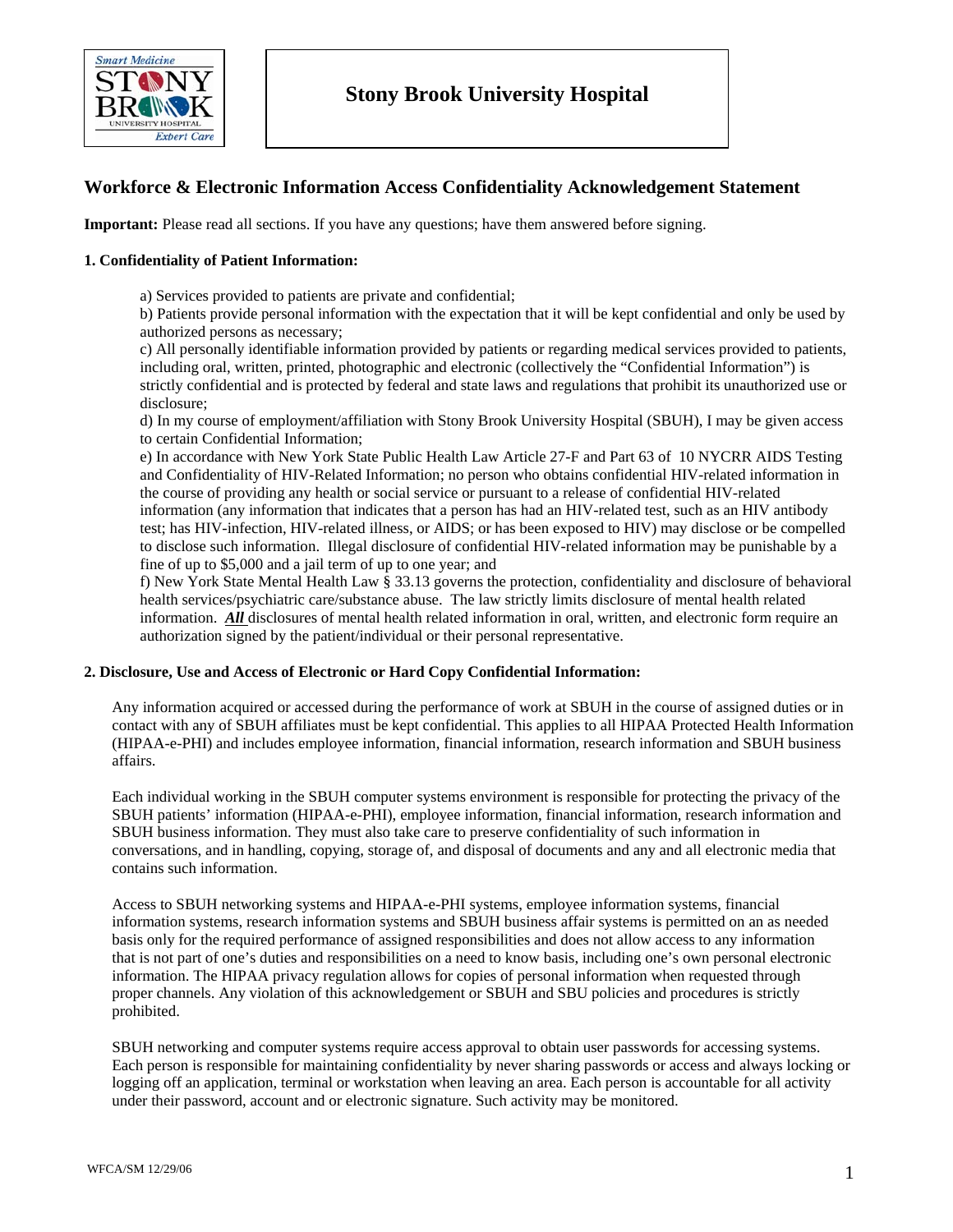# Stony Brook University Hospital

## Workforce & Electronic Information Access Confidentiality Acknowledgement Statement

**Important:** Please read all sections. If you have any questions; have them answered before signing.

**1. Confidentiality of Patient Information:**

a) Services provided to patients are private and confidential;
b) Patients provide personal information with the expectation that it will be kept confidential and only be used by authorized persons as necessary;
c) All personally identifiable information provided by patients or regarding medical services provided to patients, including oral, written, printed, photographic and electronic (collectively the "Confidential Information") is strictly confidential and is protected by federal and state laws and regulations that prohibit its unauthorized use or disclosure;
d) In my course of employment/affiliation with Stony Brook University Hospital (SBUH), I may be given access to certain Confidential Information;
e) In accordance with New York State Public Health Law Article 27-F and Part 63 of 10 NYCRR AIDS Testing and Confidentiality of HIV-Related Information; no person who obtains confidential HIV-related information in the course of providing any health or social service or pursuant to a release of confidential HIV-related information (any information that indicates that a person has had an HIV-related test, such as an HIV antibody test; has HIV-infection, HIV-related illness, or AIDS; or has been exposed to HIV) may disclose or be compelled to disclose such information. Illegal disclosure of confidential HIV-related information may be punishable by a fine of up to $5,000 and a jail term of up to one year; and
f) New York State Mental Health Law § 33.13 governs the protection, confidentiality and disclosure of behavioral health services/psychiatric care/substance abuse. The law strictly limits disclosure of mental health related information. ***All*** disclosures of mental health related information in oral, written, and electronic form require an authorization signed by the patient/individual or their personal representative.

**2. Disclosure, Use and Access of Electronic or Hard Copy Confidential Information:**

Any information acquired or accessed during the performance of work at SBUH in the course of assigned duties or in contact with any of SBUH affiliates must be kept confidential. This applies to all HIPAA Protected Health Information (HIPAA-e-PHI) and includes employee information, financial information, research information and SBUH business affairs.

Each individual working in the SBUH computer systems environment is responsible for protecting the privacy of the SBUH patients' information (HIPAA-e-PHI), employee information, financial information, research information and SBUH business information. They must also take care to preserve confidentiality of such information in conversations, and in handling, copying, storage of, and disposal of documents and any and all electronic media that contains such information.

Access to SBUH networking systems and HIPAA-e-PHI systems, employee information systems, financial information systems, research information systems and SBUH business affair systems is permitted on an as needed basis only for the required performance of assigned responsibilities and does not allow access to any information that is not part of one's duties and responsibilities on a need to know basis, including one's own personal electronic information. The HIPAA privacy regulation allows for copies of personal information when requested through proper channels. Any violation of this acknowledgement or SBUH and SBU policies and procedures is strictly prohibited.

SBUH networking and computer systems require access approval to obtain user passwords for accessing systems. Each person is responsible for maintaining confidentiality by never sharing passwords or access and always locking or logging off an application, terminal or workstation when leaving an area. Each person is accountable for all activity under their password, account and or electronic signature. Such activity may be monitored.

WFCA/SM 12/29/06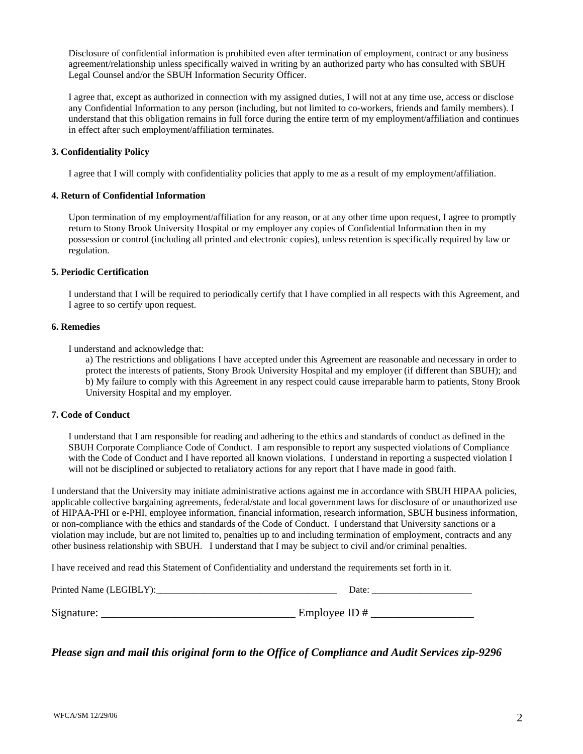Disclosure of confidential information is prohibited even after termination of employment, contract or any business agreement/relationship unless specifically waived in writing by an authorized party who has consulted with SBUH Legal Counsel and/or the SBUH Information Security Officer.

I agree that, except as authorized in connection with my assigned duties, I will not at any time use, access or disclose any Confidential Information to any person (including, but not limited to co-workers, friends and family members). I understand that this obligation remains in full force during the entire term of my employment/affiliation and continues in effect after such employment/affiliation terminates.

**3. Confidentiality Policy**

I agree that I will comply with confidentiality policies that apply to me as a result of my employment/affiliation.

**4. Return of Confidential Information**

Upon termination of my employment/affiliation for any reason, or at any other time upon request, I agree to promptly return to Stony Brook University Hospital or my employer any copies of Confidential Information then in my possession or control (including all printed and electronic copies), unless retention is specifically required by law or regulation.

**5. Periodic Certification**

I understand that I will be required to periodically certify that I have complied in all respects with this Agreement, and I agree to so certify upon request.

**6. Remedies**

I understand and acknowledge that:

a) The restrictions and obligations I have accepted under this Agreement are reasonable and necessary in order to protect the interests of patients, Stony Brook University Hospital and my employer (if different than SBUH); and
b) My failure to comply with this Agreement in any respect could cause irreparable harm to patients, Stony Brook University Hospital and my employer.

**7. Code of Conduct**

I understand that I am responsible for reading and adhering to the ethics and standards of conduct as defined in the SBUH Corporate Compliance Code of Conduct. I am responsible to report any suspected violations of Compliance with the Code of Conduct and I have reported all known violations. I understand in reporting a suspected violation I will not be disciplined or subjected to retaliatory actions for any report that I have made in good faith.

I understand that the University may initiate administrative actions against me in accordance with SBUH HIPAA policies, applicable collective bargaining agreements, federal/state and local government laws for disclosure of or unauthorized use of HIPAA-PHI or e-PHI, employee information, financial information, research information, SBUH business information, or non-compliance with the ethics and standards of the Code of Conduct. I understand that University sanctions or a violation may include, but are not limited to, penalties up to and including termination of employment, contracts and any other business relationship with SBUH. I understand that I may be subject to civil and/or criminal penalties.

I have received and read this Statement of Confidentiality and understand the requirements set forth in it.

Printed Name (LEGIBLY):_____________________________________ Date: ____________________

Signature: __________________________________ Employee ID # __________________

***Please sign and mail this original form to the Office of Compliance and Audit Services zip-9296***

WFCA/SM 12/29/06